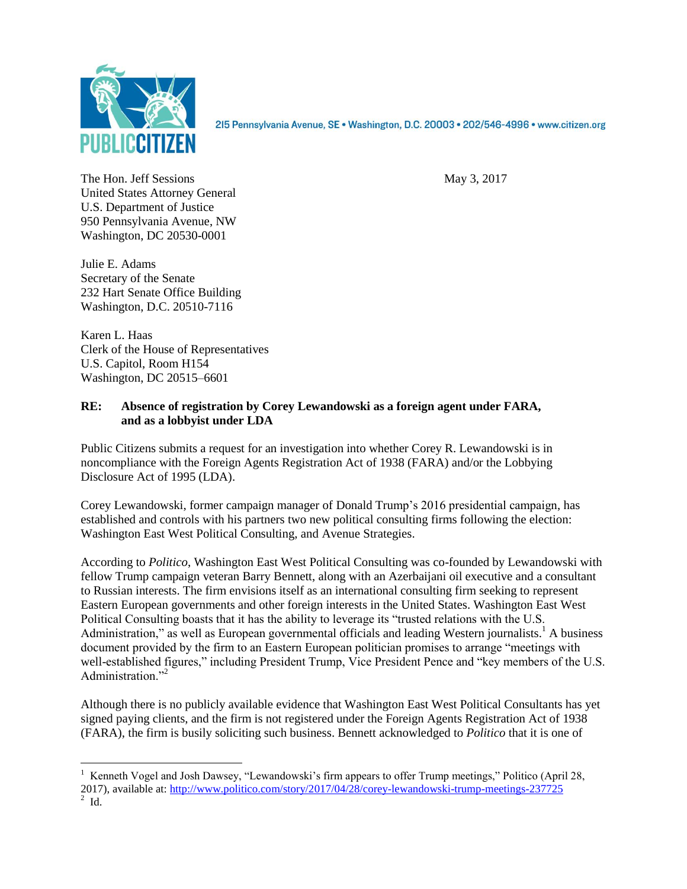PUBLIC CITIZEN

215 Pennsylvania Avenue, SE • Washington, D.C. 20003 • 202/546-4996 • www.citizen.org

The Hon. Jeff Sessions
United States Attorney General
U.S. Department of Justice
950 Pennsylvania Avenue, NW
Washington, DC 20530-0001

May 3, 2017

Julie E. Adams
Secretary of the Senate
232 Hart Senate Office Building
Washington, D.C. 20510-7116

Karen L. Haas
Clerk of the House of Representatives
U.S. Capitol, Room H154
Washington, DC 20515–6601

**RE: Absence of registration by Corey Lewandowski as a foreign agent under FARA, and as a lobbyist under LDA**

Public Citizens submits a request for an investigation into whether Corey R. Lewandowski is in noncompliance with the Foreign Agents Registration Act of 1938 (FARA) and/or the Lobbying Disclosure Act of 1995 (LDA).

Corey Lewandowski, former campaign manager of Donald Trump's 2016 presidential campaign, has established and controls with his partners two new political consulting firms following the election: Washington East West Political Consulting, and Avenue Strategies.

According to *Politico*, Washington East West Political Consulting was co-founded by Lewandowski with fellow Trump campaign veteran Barry Bennett, along with an Azerbaijani oil executive and a consultant to Russian interests. The firm envisions itself as an international consulting firm seeking to represent Eastern European governments and other foreign interests in the United States. Washington East West Political Consulting boasts that it has the ability to leverage its "trusted relations with the U.S. Administration," as well as European governmental officials and leading Western journalists.[1] A business document provided by the firm to an Eastern European politician promises to arrange "meetings with well-established figures," including President Trump, Vice President Pence and "key members of the U.S. Administration."[2]

Although there is no publicly available evidence that Washington East West Political Consultants has yet signed paying clients, and the firm is not registered under the Foreign Agents Registration Act of 1938 (FARA), the firm is busily soliciting such business. Bennett acknowledged to *Politico* that it is one of

---

[1] Kenneth Vogel and Josh Dawsey, "Lewandowski's firm appears to offer Trump meetings," Politico (April 28, 2017), available at: http://www.politico.com/story/2017/04/28/corey-lewandowski-trump-meetings-237725

[2] Id.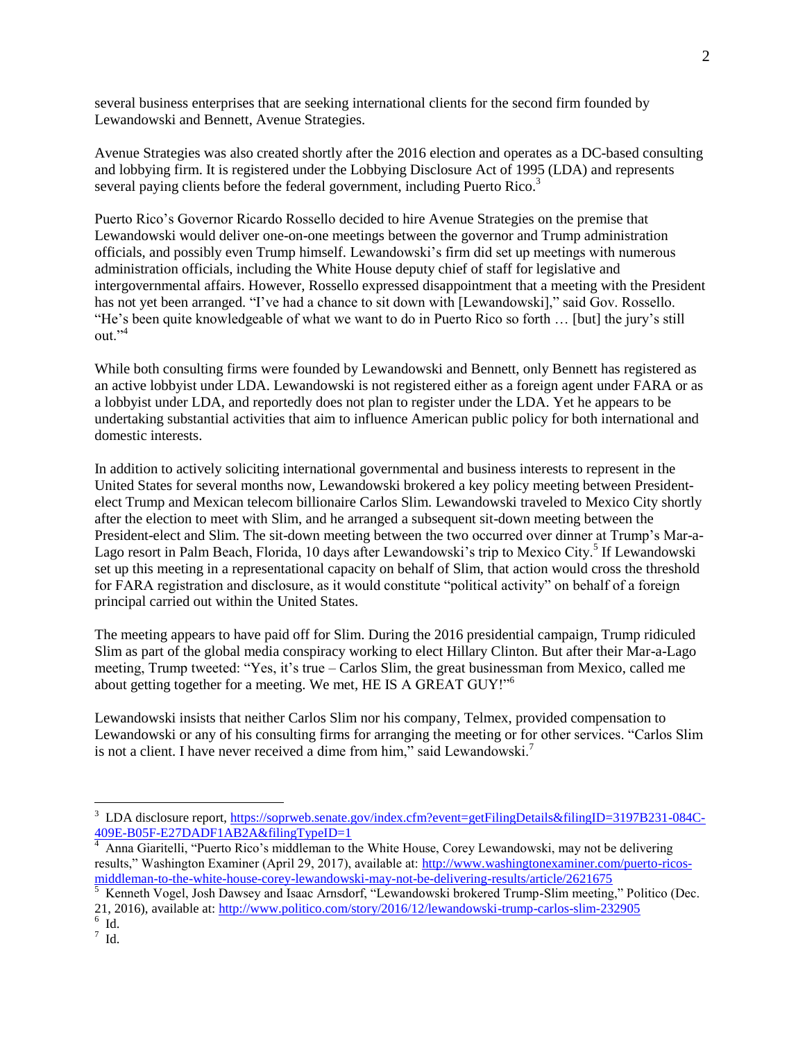several business enterprises that are seeking international clients for the second firm founded by Lewandowski and Bennett, Avenue Strategies.

Avenue Strategies was also created shortly after the 2016 election and operates as a DC-based consulting and lobbying firm. It is registered under the Lobbying Disclosure Act of 1995 (LDA) and represents several paying clients before the federal government, including Puerto Rico.[3]

Puerto Rico's Governor Ricardo Rossello decided to hire Avenue Strategies on the premise that Lewandowski would deliver one-on-one meetings between the governor and Trump administration officials, and possibly even Trump himself. Lewandowski's firm did set up meetings with numerous administration officials, including the White House deputy chief of staff for legislative and intergovernmental affairs. However, Rossello expressed disappointment that a meeting with the President has not yet been arranged. "I've had a chance to sit down with [Lewandowski]," said Gov. Rossello. "He's been quite knowledgeable of what we want to do in Puerto Rico so forth … [but] the jury's still out."[4]

While both consulting firms were founded by Lewandowski and Bennett, only Bennett has registered as an active lobbyist under LDA. Lewandowski is not registered either as a foreign agent under FARA or as a lobbyist under LDA, and reportedly does not plan to register under the LDA. Yet he appears to be undertaking substantial activities that aim to influence American public policy for both international and domestic interests.

In addition to actively soliciting international governmental and business interests to represent in the United States for several months now, Lewandowski brokered a key policy meeting between President-elect Trump and Mexican telecom billionaire Carlos Slim. Lewandowski traveled to Mexico City shortly after the election to meet with Slim, and he arranged a subsequent sit-down meeting between the President-elect and Slim. The sit-down meeting between the two occurred over dinner at Trump's Mar-a-Lago resort in Palm Beach, Florida, 10 days after Lewandowski's trip to Mexico City.[5] If Lewandowski set up this meeting in a representational capacity on behalf of Slim, that action would cross the threshold for FARA registration and disclosure, as it would constitute "political activity" on behalf of a foreign principal carried out within the United States.

The meeting appears to have paid off for Slim. During the 2016 presidential campaign, Trump ridiculed Slim as part of the global media conspiracy working to elect Hillary Clinton. But after their Mar-a-Lago meeting, Trump tweeted: "Yes, it's true – Carlos Slim, the great businessman from Mexico, called me about getting together for a meeting. We met, HE IS A GREAT GUY!"[6]

Lewandowski insists that neither Carlos Slim nor his company, Telmex, provided compensation to Lewandowski or any of his consulting firms for arranging the meeting or for other services. "Carlos Slim is not a client. I have never received a dime from him," said Lewandowski.[7]

---

[3] LDA disclosure report, https://soprweb.senate.gov/index.cfm?event=getFilingDetails&filingID=3197B231-084C-409E-B05F-E27DADF1AB2A&filingTypeID=1

[4] Anna Giaritelli, "Puerto Rico's middleman to the White House, Corey Lewandowski, may not be delivering results," Washington Examiner (April 29, 2017), available at: http://www.washingtonexaminer.com/puerto-ricos-middleman-to-the-white-house-corey-lewandowski-may-not-be-delivering-results/article/2621675

[5] Kenneth Vogel, Josh Dawsey and Isaac Arnsdorf, "Lewandowski brokered Trump-Slim meeting," Politico (Dec. 21, 2016), available at: http://www.politico.com/story/2016/12/lewandowski-trump-carlos-slim-232905

[6] Id.

[7] Id.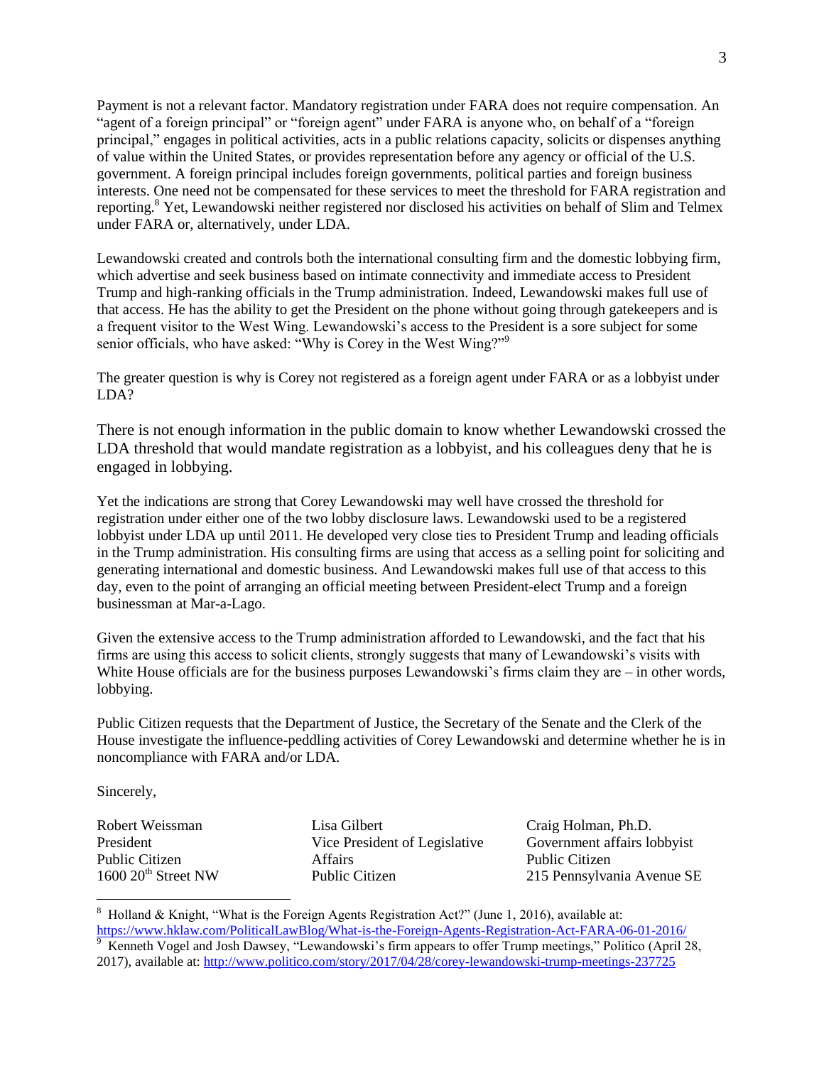Payment is not a relevant factor. Mandatory registration under FARA does not require compensation. An "agent of a foreign principal" or "foreign agent" under FARA is anyone who, on behalf of a "foreign principal," engages in political activities, acts in a public relations capacity, solicits or dispenses anything of value within the United States, or provides representation before any agency or official of the U.S. government. A foreign principal includes foreign governments, political parties and foreign business interests. One need not be compensated for these services to meet the threshold for FARA registration and reporting.[8] Yet, Lewandowski neither registered nor disclosed his activities on behalf of Slim and Telmex under FARA or, alternatively, under LDA.

Lewandowski created and controls both the international consulting firm and the domestic lobbying firm, which advertise and seek business based on intimate connectivity and immediate access to President Trump and high-ranking officials in the Trump administration. Indeed, Lewandowski makes full use of that access. He has the ability to get the President on the phone without going through gatekeepers and is a frequent visitor to the West Wing. Lewandowski's access to the President is a sore subject for some senior officials, who have asked: "Why is Corey in the West Wing?"[9]

The greater question is why is Corey not registered as a foreign agent under FARA or as a lobbyist under LDA?

There is not enough information in the public domain to know whether Lewandowski crossed the LDA threshold that would mandate registration as a lobbyist, and his colleagues deny that he is engaged in lobbying.

Yet the indications are strong that Corey Lewandowski may well have crossed the threshold for registration under either one of the two lobby disclosure laws. Lewandowski used to be a registered lobbyist under LDA up until 2011. He developed very close ties to President Trump and leading officials in the Trump administration. His consulting firms are using that access as a selling point for soliciting and generating international and domestic business. And Lewandowski makes full use of that access to this day, even to the point of arranging an official meeting between President-elect Trump and a foreign businessman at Mar-a-Lago.

Given the extensive access to the Trump administration afforded to Lewandowski, and the fact that his firms are using this access to solicit clients, strongly suggests that many of Lewandowski's visits with White House officials are for the business purposes Lewandowski's firms claim they are – in other words, lobbying.

Public Citizen requests that the Department of Justice, the Secretary of the Senate and the Clerk of the House investigate the influence-peddling activities of Corey Lewandowski and determine whether he is in noncompliance with FARA and/or LDA.

Sincerely,

Robert Weissman
President
Public Citizen
1600 20th Street NW

Lisa Gilbert
Vice President of Legislative Affairs
Public Citizen

Craig Holman, Ph.D.
Government affairs lobbyist
Public Citizen
215 Pennsylvania Avenue SE

---

[8] Holland & Knight, "What is the Foreign Agents Registration Act?" (June 1, 2016), available at: https://www.hklaw.com/PoliticalLawBlog/What-is-the-Foreign-Agents-Registration-Act-FARA-06-01-2016/

[9] Kenneth Vogel and Josh Dawsey, "Lewandowski's firm appears to offer Trump meetings," Politico (April 28, 2017), available at: http://www.politico.com/story/2017/04/28/corey-lewandowski-trump-meetings-237725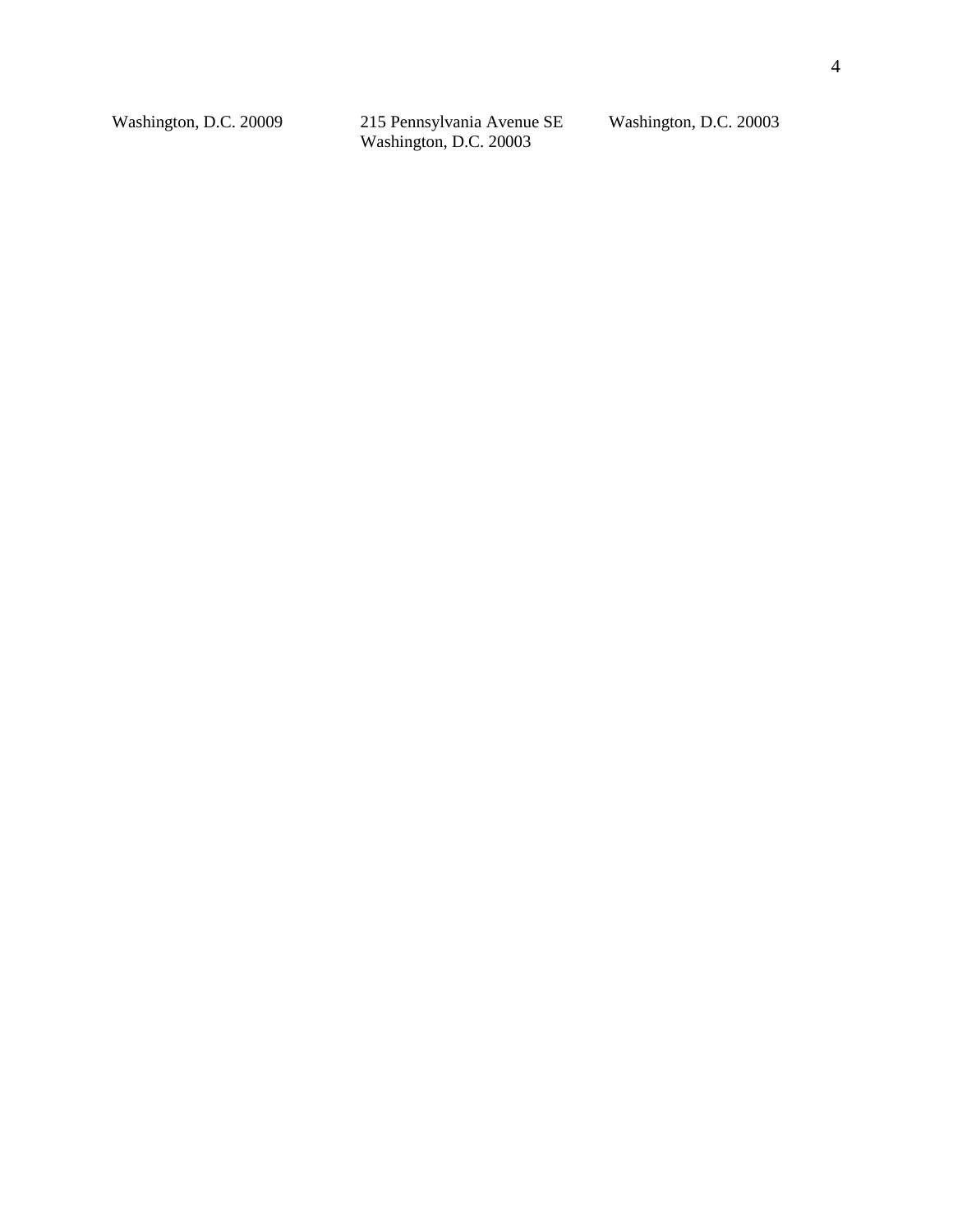| | | |
|---|---|---|
| Washington, D.C. 20009 | 215 Pennsylvania Avenue SE<br>Washington, D.C. 20003 | Washington, D.C. 20003 |